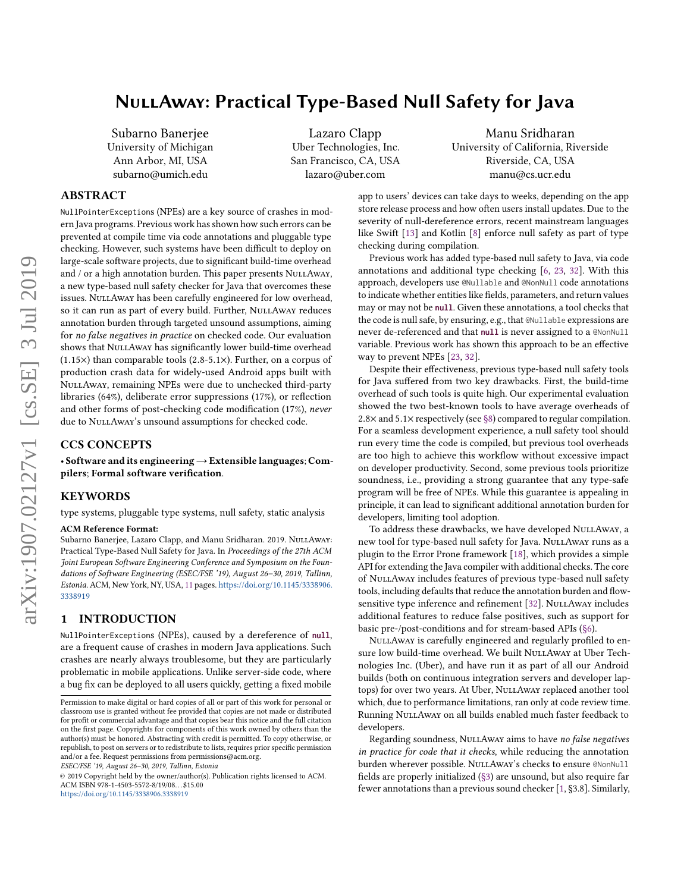# NullAway: Practical Type-Based Null Safety for Java

Subarno Banerjee
University of Michigan
Ann Arbor, MI, USA
subarno@umich.edu

Lazaro Clapp
Uber Technologies, Inc.
San Francisco, CA, USA
lazaro@uber.com

Manu Sridharan
University of California, Riverside
Riverside, CA, USA
manu@cs.ucr.edu

## ABSTRACT

NullPointerExceptions (NPEs) are a key source of crashes in modern Java programs. Previous work has shown how such errors can be prevented at compile time via code annotations and pluggable type checking. However, such systems have been difficult to deploy on large-scale software projects, due to significant build-time overhead and / or a high annotation burden. This paper presents NullAway, a new type-based null safety checker for Java that overcomes these issues. NullAway has been carefully engineered for low overhead, so it can run as part of every build. Further, NullAway reduces annotation burden through targeted unsound assumptions, aiming for *no false negatives in practice* on checked code. Our evaluation shows that NullAway has significantly lower build-time overhead (1.15×) than comparable tools (2.8-5.1×). Further, on a corpus of production crash data for widely-used Android apps built with NullAway, remaining NPEs were due to unchecked third-party libraries (64%), deliberate error suppressions (17%), or reflection and other forms of post-checking code modification (17%), *never* due to NullAway's unsound assumptions for checked code.

## CCS CONCEPTS

• **Software and its engineering → Extensible languages**; **Compilers**; **Formal software verification**.

## KEYWORDS

type systems, pluggable type systems, null safety, static analysis

**ACM Reference Format:**
Subarno Banerjee, Lazaro Clapp, and Manu Sridharan. 2019. NullAway: Practical Type-Based Null Safety for Java. In *Proceedings of the 27th ACM Joint European Software Engineering Conference and Symposium on the Foundations of Software Engineering (ESEC/FSE '19), August 26–30, 2019, Tallinn, Estonia.* ACM, New York, NY, USA, 11 pages. https://doi.org/10.1145/3338906.3338919

## 1 INTRODUCTION

NullPointerExceptions (NPEs), caused by a dereference of **null**, are a frequent cause of crashes in modern Java applications. Such crashes are nearly always troublesome, but they are particularly problematic in mobile applications. Unlike server-side code, where a bug fix can be deployed to all users quickly, getting a fixed mobile app to users' devices can take days to weeks, depending on the app store release process and how often users install updates. Due to the severity of null-dereference errors, recent mainstream languages like Swift [13] and Kotlin [8] enforce null safety as part of type checking during compilation.

Previous work has added type-based null safety to Java, via code annotations and additional type checking [6, 23, 32]. With this approach, developers use @Nullable and @NonNull code annotations to indicate whether entities like fields, parameters, and return values may or may not be **null**. Given these annotations, a tool checks that the code is null safe, by ensuring, e.g., that @Nullable expressions are never de-referenced and that **null** is never assigned to a @NonNull variable. Previous work has shown this approach to be an effective way to prevent NPEs [23, 32].

Despite their effectiveness, previous type-based null safety tools for Java suffered from two key drawbacks. First, the build-time overhead of such tools is quite high. Our experimental evaluation showed the two best-known tools to have average overheads of 2.8× and 5.1× respectively (see §8) compared to regular compilation. For a seamless development experience, a null safety tool should run every time the code is compiled, but previous tool overheads are too high to achieve this workflow without excessive impact on developer productivity. Second, some previous tools prioritize soundness, i.e., providing a strong guarantee that any type-safe program will be free of NPEs. While this guarantee is appealing in principle, it can lead to significant additional annotation burden for developers, limiting tool adoption.

To address these drawbacks, we have developed NullAway, a new tool for type-based null safety for Java. NullAway runs as a plugin to the Error Prone framework [18], which provides a simple API for extending the Java compiler with additional checks. The core of NullAway includes features of previous type-based null safety tools, including defaults that reduce the annotation burden and flow-sensitive type inference and refinement [32]. NullAway includes additional features to reduce false positives, such as support for basic pre-/post-conditions and for stream-based APIs (§6).

NullAway is carefully engineered and regularly profiled to ensure low build-time overhead. We built NullAway at Uber Technologies Inc. (Uber), and have run it as part of all our Android builds (both on continuous integration servers and developer laptops) for over two years. At Uber, NullAway replaced another tool which, due to performance limitations, ran only at code review time. Running NullAway on all builds enabled much faster feedback to developers.

Regarding soundness, NullAway aims to have *no false negatives in practice for code that it checks*, while reducing the annotation burden wherever possible. NullAway's checks to ensure @NonNull fields are properly initialized (§3) are unsound, but also require far fewer annotations than a previous sound checker [1, §3.8]. Similarly,

Permission to make digital or hard copies of all or part of this work for personal or classroom use is granted without fee provided that copies are not made or distributed for profit or commercial advantage and that copies bear this notice and the full citation on the first page. Copyrights for components of this work owned by others than the author(s) must be honored. Abstracting with credit is permitted. To copy otherwise, or republish, to post on servers or to redistribute to lists, requires prior specific permission and/or a fee. Request permissions from permissions@acm.org.
*ESEC/FSE '19, August 26–30, 2019, Tallinn, Estonia*
© 2019 Copyright held by the owner/author(s). Publication rights licensed to ACM.
ACM ISBN 978-1-4503-5572-8/19/08...$15.00
https://doi.org/10.1145/3338906.3338919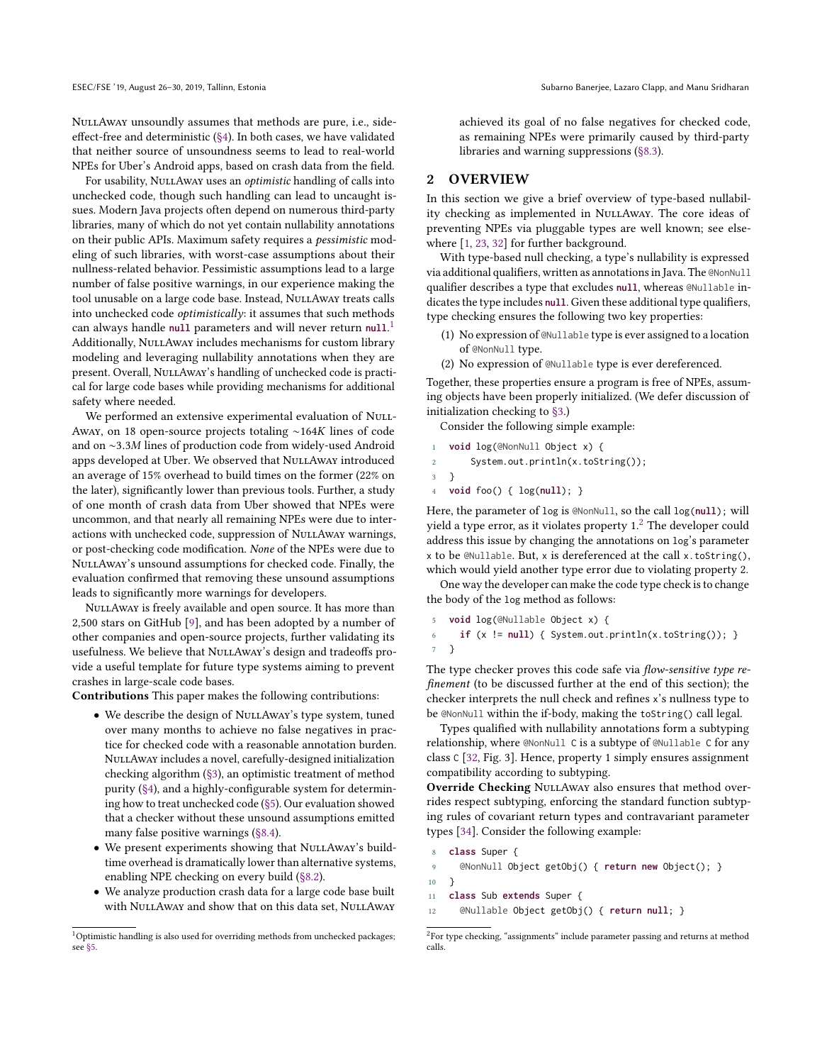NullAway unsoundly assumes that methods are pure, i.e., side-effect-free and deterministic (§4). In both cases, we have validated that neither source of unsoundness seems to lead to real-world NPEs for Uber's Android apps, based on crash data from the field.

For usability, NullAway uses an *optimistic* handling of calls into unchecked code, though such handling can lead to uncaught issues. Modern Java projects often depend on numerous third-party libraries, many of which do not yet contain nullability annotations on their public APIs. Maximum safety requires a *pessimistic* modeling of such libraries, with worst-case assumptions about their nullness-related behavior. Pessimistic assumptions lead to a large number of false positive warnings, in our experience making the tool unusable on a large code base. Instead, NullAway treats calls into unchecked code *optimistically*: it assumes that such methods can always handle `null` parameters and will never return `null`.[1] Additionally, NullAway includes mechanisms for custom library modeling and leveraging nullability annotations when they are present. Overall, NullAway's handling of unchecked code is practical for large code bases while providing mechanisms for additional safety where needed.

We performed an extensive experimental evaluation of NullAway, on 18 open-source projects totaling ~164*K* lines of code and on ~3.3*M* lines of production code from widely-used Android apps developed at Uber. We observed that NullAway introduced an average of 15% overhead to build times on the former (22% on the later), significantly lower than previous tools. Further, a study of one month of crash data from Uber showed that NPEs were uncommon, and that nearly all remaining NPEs were due to interactions with unchecked code, suppression of NullAway warnings, or post-checking code modification. *None* of the NPEs were due to NullAway's unsound assumptions for checked code. Finally, the evaluation confirmed that removing these unsound assumptions leads to significantly more warnings for developers.

NullAway is freely available and open source. It has more than 2,500 stars on GitHub [9], and has been adopted by a number of other companies and open-source projects, further validating its usefulness. We believe that NullAway's design and tradeoffs provide a useful template for future type systems aiming to prevent crashes in large-scale code bases.

**Contributions** This paper makes the following contributions:

- We describe the design of NullAway's type system, tuned over many months to achieve no false negatives in practice for checked code with a reasonable annotation burden. NullAway includes a novel, carefully-designed initialization checking algorithm (§3), an optimistic treatment of method purity (§4), and a highly-configurable system for determining how to treat unchecked code (§5). Our evaluation showed that a checker without these unsound assumptions emitted many false positive warnings (§8.4).
- We present experiments showing that NullAway's build-time overhead is dramatically lower than alternative systems, enabling NPE checking on every build (§8.2).
- We analyze production crash data for a large code base built with NullAway and show that on this data set, NullAway achieved its goal of no false negatives for checked code, as remaining NPEs were primarily caused by third-party libraries and warning suppressions (§8.3).

[1] Optimistic handling is also used for overriding methods from unchecked packages; see §5.

## 2 OVERVIEW

In this section we give a brief overview of type-based nullability checking as implemented in NullAway. The core ideas of preventing NPEs via pluggable types are well known; see elsewhere [1, 23, 32] for further background.

With type-based null checking, a type's nullability is expressed via additional qualifiers, written as annotations in Java. The `@NonNull` qualifier describes a type that excludes `null`, whereas `@Nullable` indicates the type includes `null`. Given these additional type qualifiers, type checking ensures the following two key properties:

1. No expression of `@Nullable` type is ever assigned to a location of `@NonNull` type.
2. No expression of `@Nullable` type is ever dereferenced.

Together, these properties ensure a program is free of NPEs, assuming objects have been properly initialized. (We defer discussion of initialization checking to §3.)

Consider the following simple example:

```
1  void log(@NonNull Object x) {
2      System.out.println(x.toString());
3  }
4  void foo() { log(null); }
```

Here, the parameter of `log` is `@NonNull`, so the call `log(null);` will yield a type error, as it violates property 1.[2] The developer could address this issue by changing the annotations on `log`'s parameter `x` to be `@Nullable`. But, `x` is dereferenced at the call `x.toString()`, which would yield another type error due to violating property 2.

One way the developer can make the code type check is to change the body of the `log` method as follows:

```
5  void log(@Nullable Object x) {
6    if (x != null) { System.out.println(x.toString()); }
7  }
```

The type checker proves this code safe via *flow-sensitive type refinement* (to be discussed further at the end of this section); the checker interprets the null check and refines `x`'s nullness type to be `@NonNull` within the if-body, making the `toString()` call legal.

Types qualified with nullability annotations form a subtyping relationship, where `@NonNull C` is a subtype of `@Nullable C` for any class `C` [32, Fig. 3]. Hence, property 1 simply ensures assignment compatibility according to subtyping.

**Override Checking** NullAway also ensures that method overrides respect subtyping, enforcing the standard function subtyping rules of covariant return types and contravariant parameter types [34]. Consider the following example:

```
8  class Super {
9    @NonNull Object getObj() { return new Object(); }
10 }
11 class Sub extends Super {
12   @Nullable Object getObj() { return null; }
```

[2] For type checking, "assignments" include parameter passing and returns at method calls.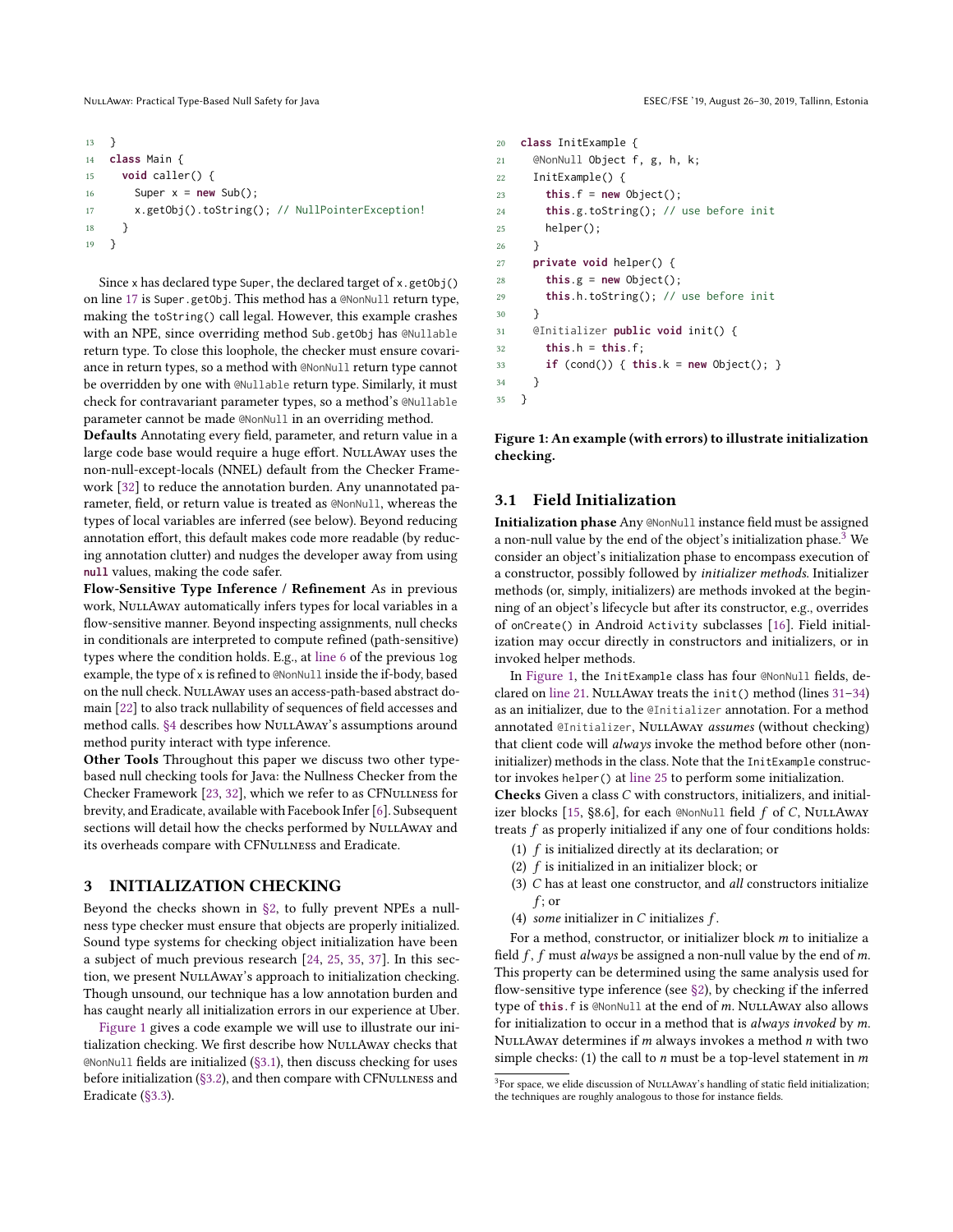```
13  }
14  class Main {
15    void caller() {
16      Super x = new Sub();
17      x.getObj().toString(); // NullPointerException!
18    }
19  }
```

Since x has declared type Super, the declared target of x.getObj() on line 17 is Super.getObj. This method has a @NonNull return type, making the toString() call legal. However, this example crashes with an NPE, since overriding method Sub.getObj has @Nullable return type. To close this loophole, the checker must ensure covariance in return types, so a method with @NonNull return type cannot be overridden by one with @Nullable return type. Similarly, it must check for contravariant parameter types, so a method's @Nullable parameter cannot be made @NonNull in an overriding method.

**Defaults** Annotating every field, parameter, and return value in a large code base would require a huge effort. NullAway uses the non-null-except-locals (NNEL) default from the Checker Framework [32] to reduce the annotation burden. Any unannotated parameter, field, or return value is treated as @NonNull, whereas the types of local variables are inferred (see below). Beyond reducing annotation effort, this default makes code more readable (by reducing annotation clutter) and nudges the developer away from using **null** values, making the code safer.

**Flow-Sensitive Type Inference / Refinement** As in previous work, NullAway automatically infers types for local variables in a flow-sensitive manner. Beyond inspecting assignments, null checks in conditionals are interpreted to compute refined (path-sensitive) types where the condition holds. E.g., at line 6 of the previous log example, the type of x is refined to @NonNull inside the if-body, based on the null check. NullAway uses an access-path-based abstract domain [22] to also track nullability of sequences of field accesses and method calls. §4 describes how NullAway's assumptions around method purity interact with type inference.

**Other Tools** Throughout this paper we discuss two other type-based null checking tools for Java: the Nullness Checker from the Checker Framework [23, 32], which we refer to as CFNullness for brevity, and Eradicate, available with Facebook Infer [6]. Subsequent sections will detail how the checks performed by NullAway and its overheads compare with CFNullness and Eradicate.

## 3 INITIALIZATION CHECKING

Beyond the checks shown in §2, to fully prevent NPEs a nullness type checker must ensure that objects are properly initialized. Sound type systems for checking object initialization have been a subject of much previous research [24, 25, 35, 37]. In this section, we present NullAway's approach to initialization checking. Though unsound, our technique has a low annotation burden and has caught nearly all initialization errors in our experience at Uber.

Figure 1 gives a code example we will use to illustrate our initialization checking. We first describe how NullAway checks that @NonNull fields are initialized (§3.1), then discuss checking for uses before initialization (§3.2), and then compare with CFNullness and Eradicate (§3.3).

```
20  class InitExample {
21    @NonNull Object f, g, h, k;
22    InitExample() {
23      this.f = new Object();
24      this.g.toString(); // use before init
25      helper();
26    }
27    private void helper() {
28      this.g = new Object();
29      this.h.toString(); // use before init
30    }
31    @Initializer public void init() {
32      this.h = this.f;
33      if (cond()) { this.k = new Object(); }
34    }
35  }
```

**Figure 1: An example (with errors) to illustrate initialization checking.**

### 3.1 Field Initialization

**Initialization phase** Any @NonNull instance field must be assigned a non-null value by the end of the object's initialization phase.[3] We consider an object's initialization phase to encompass execution of a constructor, possibly followed by *initializer methods*. Initializer methods (or, simply, initializers) are methods invoked at the beginning of an object's lifecycle but after its constructor, e.g., overrides of onCreate() in Android Activity subclasses [16]. Field initialization may occur directly in constructors and initializers, or in invoked helper methods.

In Figure 1, the InitExample class has four @NonNull fields, declared on line 21. NullAway treats the init() method (lines 31–34) as an initializer, due to the @Initializer annotation. For a method annotated @Initializer, NullAway *assumes* (without checking) that client code will *always* invoke the method before other (non-initializer) methods in the class. Note that the InitExample constructor invokes helper() at line 25 to perform some initialization.

**Checks** Given a class $C$ with constructors, initializers, and initializer blocks [15, §8.6], for each @NonNull field $f$ of $C$, NullAway treats $f$ as properly initialized if any one of four conditions holds:

1. $f$ is initialized directly at its declaration; or
2. $f$ is initialized in an initializer block; or
3. $C$ has at least one constructor, and *all* constructors initialize $f$; or
4. *some* initializer in $C$ initializes $f$.

For a method, constructor, or initializer block $m$ to initialize a field $f$, $f$ must *always* be assigned a non-null value by the end of $m$. This property can be determined using the same analysis used for flow-sensitive type inference (see §2), by checking if the inferred type of **this**.f is @NonNull at the end of $m$. NullAway also allows for initialization to occur in a method that is *always invoked* by $m$. NullAway determines if $m$ always invokes a method $n$ with two simple checks: (1) the call to $n$ must be a top-level statement in $m$

[3] For space, we elide discussion of NullAway's handling of static field initialization; the techniques are roughly analogous to those for instance fields.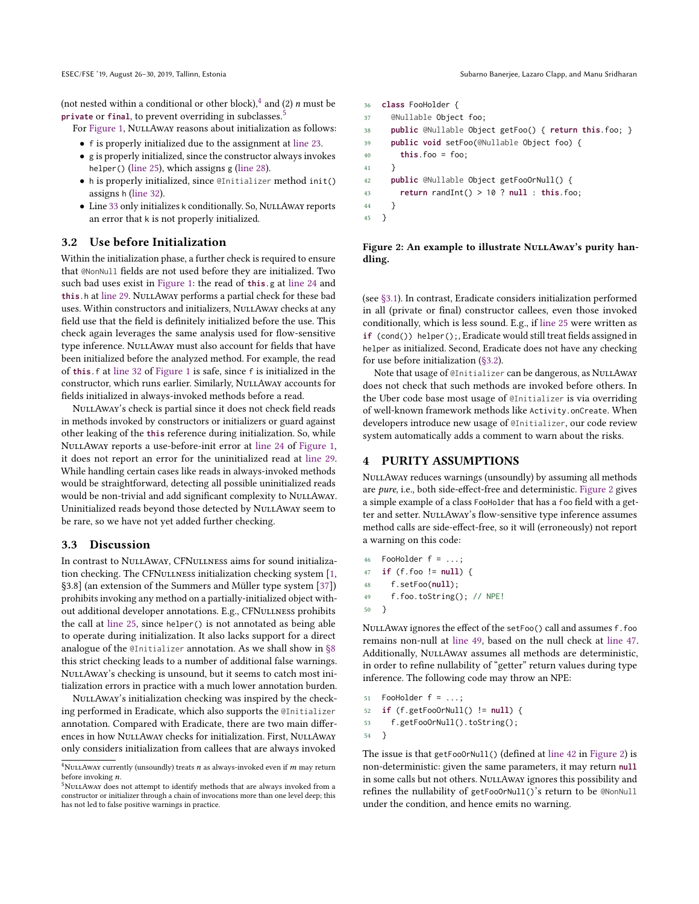(not nested within a conditional or other block),[4] and (2) $n$ must be **private** or **final**, to prevent overriding in subclasses.[5]

For Figure 1, NullAway reasons about initialization as follows:

- f is properly initialized due to the assignment at line 23.
- g is properly initialized, since the constructor always invokes helper() (line 25), which assigns g (line 28).
- h is properly initialized, since @Initializer method init() assigns h (line 32).
- Line 33 only initializes k conditionally. So, NullAway reports an error that k is not properly initialized.

### 3.2 Use before Initialization

Within the initialization phase, a further check is required to ensure that @NonNull fields are not used before they are initialized. Two such bad uses exist in Figure 1: the read of **this**.g at line 24 and **this**.h at line 29. NullAway performs a partial check for these bad uses. Within constructors and initializers, NullAway checks at any field use that the field is definitely initialized before the use. This check again leverages the same analysis used for flow-sensitive type inference. NullAway must also account for fields that have been initialized before the analyzed method. For example, the read of **this**.f at line 32 of Figure 1 is safe, since f is initialized in the constructor, which runs earlier. Similarly, NullAway accounts for fields initialized in always-invoked methods before a read.

NullAway's check is partial since it does not check field reads in methods invoked by constructors or initializers or guard against other leaking of the **this** reference during initialization. So, while NullAway reports a use-before-init error at line 24 of Figure 1, it does not report an error for the uninitialized read at line 29. While handling certain cases like reads in always-invoked methods would be straightforward, detecting all possible uninitialized reads would be non-trivial and add significant complexity to NullAway. Uninitialized reads beyond those detected by NullAway seem to be rare, so we have not yet added further checking.

### 3.3 Discussion

In contrast to NullAway, CFNullness aims for sound initialization checking. The CFNullness initialization checking system [1, §3.8] (an extension of the Summers and Müller type system [37]) prohibits invoking any method on a partially-initialized object without additional developer annotations. E.g., CFNullness prohibits the call at line 25, since helper() is not annotated as being able to operate during initialization. It also lacks support for a direct analogue of the @Initializer annotation. As we shall show in §8 this strict checking leads to a number of additional false warnings. NullAway's checking is unsound, but it seems to catch most initialization errors in practice with a much lower annotation burden.

NullAway's initialization checking was inspired by the checking performed in Eradicate, which also supports the @Initializer annotation. Compared with Eradicate, there are two main differences in how NullAway checks for initialization. First, NullAway only considers initialization from callees that are always invoked (see §3.1). In contrast, Eradicate considers initialization performed in all (private or final) constructor callees, even those invoked conditionally, which is less sound. E.g., if line 25 were written as **if** (cond()) helper();, Eradicate would still treat fields assigned in helper as initialized. Second, Eradicate does not have any checking for use before initialization (§3.2).

Note that usage of @Initializer can be dangerous, as NullAway does not check that such methods are invoked before others. In the Uber code base most usage of @Initializer is via overriding of well-known framework methods like Activity.onCreate. When developers introduce new usage of @Initializer, our code review system automatically adds a comment to warn about the risks.

[4] NullAway currently (unsoundly) treats $n$ as always-invoked even if $m$ may return before invoking $n$.

[5] NullAway does not attempt to identify methods that are always invoked from a constructor or initializer through a chain of invocations more than one level deep; this has not led to false positive warnings in practice.

```
36  class FooHolder {
37    @Nullable Object foo;
38    public @Nullable Object getFoo() { return this.foo; }
39    public void setFoo(@Nullable Object foo) {
40      this.foo = foo;
41    }
42    public @Nullable Object getFooOrNull() {
43      return randInt() > 10 ? null : this.foo;
44    }
45  }
```

**Figure 2: An example to illustrate NullAway's purity handling.**

## 4 PURITY ASSUMPTIONS

NullAway reduces warnings (unsoundly) by assuming all methods are *pure*, i.e., both side-effect-free and deterministic. Figure 2 gives a simple example of a class FooHolder that has a foo field with a getter and setter. NullAway's flow-sensitive type inference assumes method calls are side-effect-free, so it will (erroneously) not report a warning on this code:

```
46  FooHolder f = ...;
47  if (f.foo != null) {
48    f.setFoo(null);
49    f.foo.toString(); // NPE!
50  }
```

NullAway ignores the effect of the setFoo() call and assumes f.foo remains non-null at line 49, based on the null check at line 47. Additionally, NullAway assumes all methods are deterministic, in order to refine nullability of "getter" return values during type inference. The following code may throw an NPE:

```
51  FooHolder f = ...;
52  if (f.getFooOrNull() != null) {
53    f.getFooOrNull().toString();
54  }
```

The issue is that getFooOrNull() (defined at line 42 in Figure 2) is non-deterministic: given the same parameters, it may return **null** in some calls but not others. NullAway ignores this possibility and refines the nullability of getFooOrNull()'s return to be @NonNull under the condition, and hence emits no warning.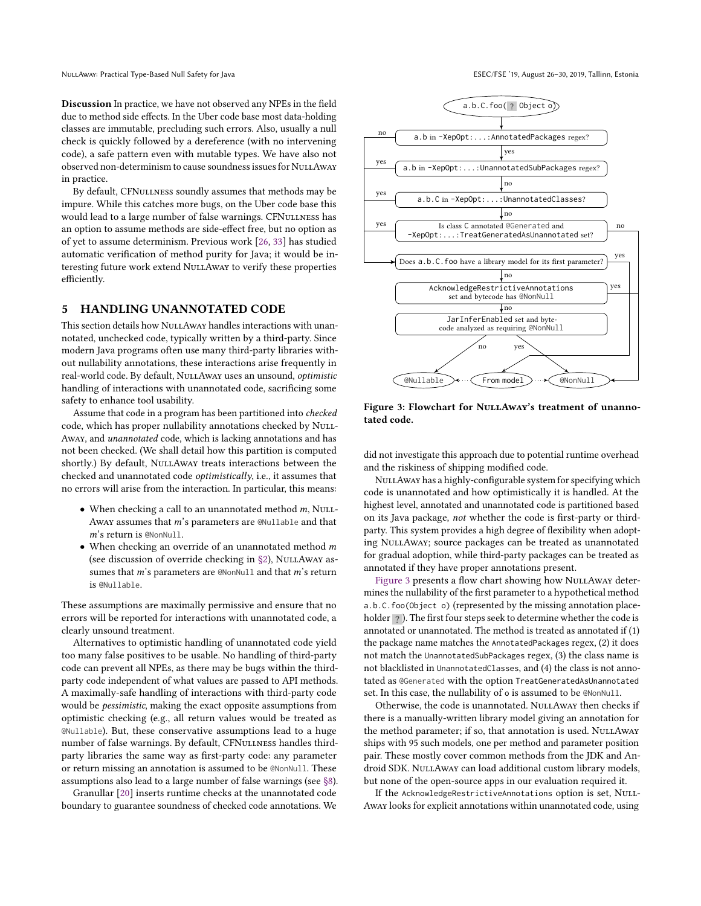**Discussion** In practice, we have not observed any NPEs in the field due to method side effects. In the Uber code base most data-holding classes are immutable, precluding such errors. Also, usually a null check is quickly followed by a dereference (with no intervening code), a safe pattern even with mutable types. We have also not observed non-determinism to cause soundness issues for NullAway in practice.

By default, CFNullness soundly assumes that methods may be impure. While this catches more bugs, on the Uber code base this would lead to a large number of false warnings. CFNullness has an option to assume methods are side-effect free, but no option as of yet to assume determinism. Previous work [26, 33] has studied automatic verification of method purity for Java; it would be interesting future work extend NullAway to verify these properties efficiently.

## 5 HANDLING UNANNOTATED CODE

This section details how NullAway handles interactions with unannotated, unchecked code, typically written by a third-party. Since modern Java programs often use many third-party libraries without nullability annotations, these interactions arise frequently in real-world code. By default, NullAway uses an unsound, *optimistic* handling of interactions with unannotated code, sacrificing some safety to enhance tool usability.

Assume that code in a program has been partitioned into *checked* code, which has proper nullability annotations checked by NullAway, and *unannotated* code, which is lacking annotations and has not been checked. (We shall detail how this partition is computed shortly.) By default, NullAway treats interactions between the checked and unannotated code *optimistically*, i.e., it assumes that no errors will arise from the interaction. In particular, this means:

- When checking a call to an unannotated method $m$, NullAway assumes that $m$'s parameters are `@Nullable` and that $m$'s return is `@NonNull`.
- When checking an override of an unannotated method $m$ (see discussion of override checking in §2), NullAway assumes that $m$'s parameters are `@NonNull` and that $m$'s return is `@Nullable`.

These assumptions are maximally permissive and ensure that no errors will be reported for interactions with unannotated code, a clearly unsound treatment.

Alternatives to optimistic handling of unannotated code yield too many false positives to be usable. No handling of third-party code can prevent all NPEs, as there may be bugs within the third-party code independent of what values are passed to API methods. A maximally-safe handling of interactions with third-party code would be *pessimistic*, making the exact opposite assumptions from optimistic checking (e.g., all return values would be treated as `@Nullable`). But, these conservative assumptions lead to a huge number of false warnings. By default, CFNullness handles third-party libraries the same way as first-party code: any parameter or return missing an annotation is assumed to be `@NonNull`. These assumptions also lead to a large number of false warnings (see §8).

Granullar [20] inserts runtime checks at the unannotated code boundary to guarantee soundness of checked code annotations. We did not investigate this approach due to potential runtime overhead and the riskiness of shipping modified code.

Figure 3: Flowchart for NullAway's treatment of unannotated code.

NullAway has a highly-configurable system for specifying which code is unannotated and how optimistically it is handled. At the highest level, annotated and unannotated code is partitioned based on its Java package, *not* whether the code is first-party or third-party. This system provides a high degree of flexibility when adopting NullAway; source packages can be treated as unannotated for gradual adoption, while third-party packages can be treated as annotated if they have proper annotations present.

Figure 3 presents a flow chart showing how NullAway determines the nullability of the first parameter to a hypothetical method `a.b.C.foo(Object o)` (represented by the missing annotation placeholder `?`). The first four steps seek to determine whether the code is annotated or unannotated. The method is treated as annotated if (1) the package name matches the `AnnotatedPackages` regex, (2) it does not match the `UnannotatedSubPackages` regex, (3) the class name is not blacklisted in `UnannotatedClasses`, and (4) the class is not annotated as `@Generated` with the option `TreatGeneratedAsUnannotated` set. In this case, the nullability of `o` is assumed to be `@NonNull`.

Otherwise, the code is unannotated. NullAway then checks if there is a manually-written library model giving an annotation for the method parameter; if so, that annotation is used. NullAway ships with 95 such models, one per method and parameter position pair. These mostly cover common methods from the JDK and Android SDK. NullAway can load additional custom library models, but none of the open-source apps in our evaluation required it.

If the `AcknowledgeRestrictiveAnnotations` option is set, NullAway looks for explicit annotations within unannotated code, using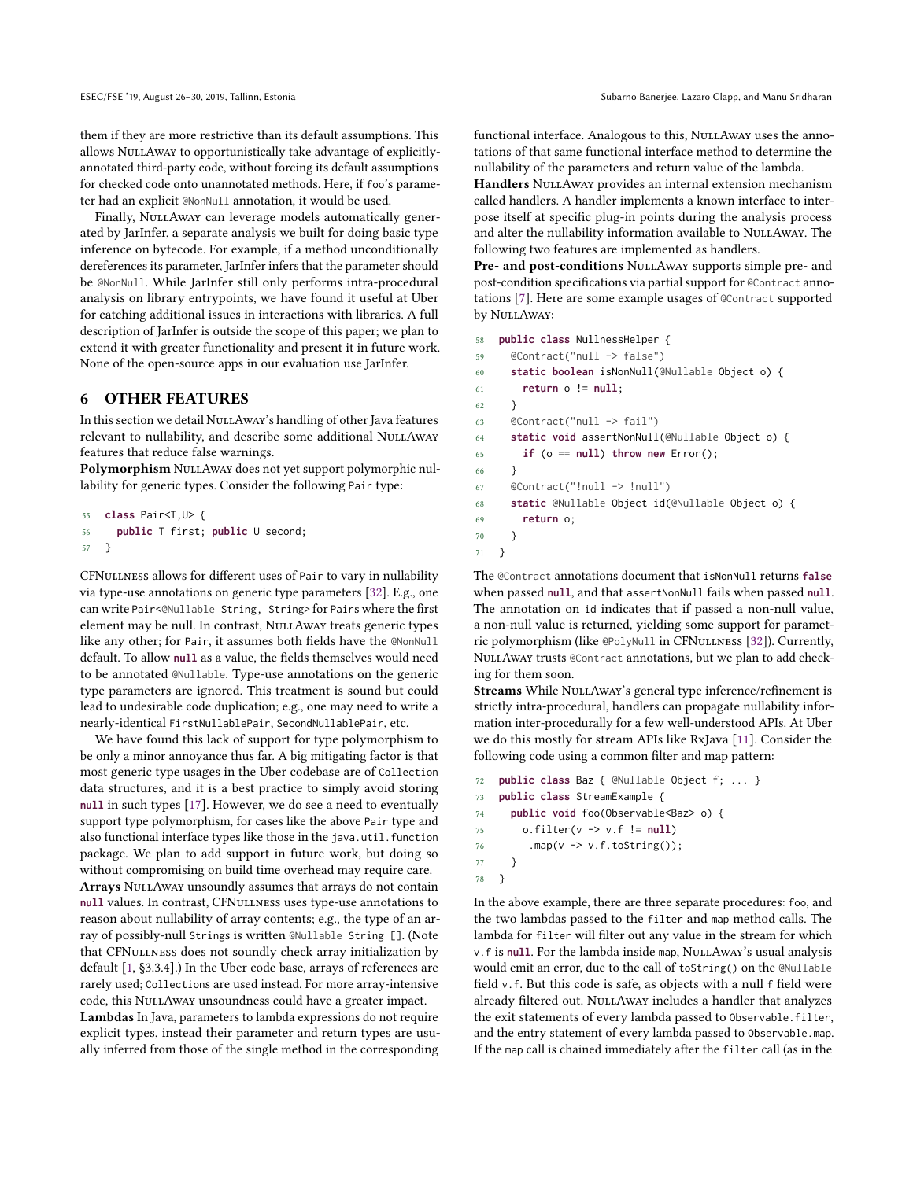them if they are more restrictive than its default assumptions. This allows NullAway to opportunistically take advantage of explicitly-annotated third-party code, without forcing its default assumptions for checked code onto unannotated methods. Here, if foo's parameter had an explicit @NonNull annotation, it would be used.

Finally, NullAway can leverage models automatically generated by JarInfer, a separate analysis we built for doing basic type inference on bytecode. For example, if a method unconditionally dereferences its parameter, JarInfer infers that the parameter should be @NonNull. While JarInfer still only performs intra-procedural analysis on library entrypoints, we have found it useful at Uber for catching additional issues in interactions with libraries. A full description of JarInfer is outside the scope of this paper; we plan to extend it with greater functionality and present it in future work. None of the open-source apps in our evaluation use JarInfer.

## 6 OTHER FEATURES

In this section we detail NullAway's handling of other Java features relevant to nullability, and describe some additional NullAway features that reduce false warnings.

**Polymorphism** NullAway does not yet support polymorphic nullability for generic types. Consider the following Pair type:

```
55  class Pair<T,U> {
56    public T first; public U second;
57  }
```

CFNullness allows for different uses of Pair to vary in nullability via type-use annotations on generic type parameters [32]. E.g., one can write Pair<@Nullable String, String> for Pairs where the first element may be null. In contrast, NullAway treats generic types like any other; for Pair, it assumes both fields have the @NonNull default. To allow **null** as a value, the fields themselves would need to be annotated @Nullable. Type-use annotations on the generic type parameters are ignored. This treatment is sound but could lead to undesirable code duplication; e.g., one may need to write a nearly-identical FirstNullablePair, SecondNullablePair, etc.

We have found this lack of support for type polymorphism to be only a minor annoyance thus far. A big mitigating factor is that most generic type usages in the Uber codebase are of Collection data structures, and it is a best practice to simply avoid storing **null** in such types [17]. However, we do see a need to eventually support type polymorphism, for cases like the above Pair type and also functional interface types like those in the java.util.function package. We plan to add support in future work, but doing so without compromising on build time overhead may require care.

**Arrays** NullAway unsoundly assumes that arrays do not contain **null** values. In contrast, CFNullness uses type-use annotations to reason about nullability of array contents; e.g., the type of an array of possibly-null Strings is written @Nullable String []. (Note that CFNullness does not soundly check array initialization by default [1, §3.3.4].) In the Uber code base, arrays of references are rarely used; Collections are used instead. For more array-intensive code, this NullAway unsoundness could have a greater impact.

**Lambdas** In Java, parameters to lambda expressions do not require explicit types, instead their parameter and return types are usually inferred from those of the single method in the corresponding functional interface. Analogous to this, NullAway uses the annotations of that same functional interface method to determine the nullability of the parameters and return value of the lambda.

**Handlers** NullAway provides an internal extension mechanism called handlers. A handler implements a known interface to interpose itself at specific plug-in points during the analysis process and alter the nullability information available to NullAway. The following two features are implemented as handlers.

**Pre- and post-conditions** NullAway supports simple pre- and post-condition specifications via partial support for @Contract annotations [7]. Here are some example usages of @Contract supported by NullAway:

```
58  public class NullnessHelper {
59    @Contract("null -> false")
60    static boolean isNonNull(@Nullable Object o) {
61      return o != null;
62    }
63    @Contract("null -> fail")
64    static void assertNonNull(@Nullable Object o) {
65      if (o == null) throw new Error();
66    }
67    @Contract("!null -> !null")
68    static @Nullable Object id(@Nullable Object o) {
69      return o;
70    }
71  }
```

The @Contract annotations document that isNonNull returns **false** when passed **null**, and that assertNonNull fails when passed **null**. The annotation on id indicates that if passed a non-null value, a non-null value is returned, yielding some support for parametric polymorphism (like @PolyNull in CFNullness [32]). Currently, NullAway trusts @Contract annotations, but we plan to add checking for them soon.

**Streams** While NullAway's general type inference/refinement is strictly intra-procedural, handlers can propagate nullability information inter-procedurally for a few well-understood APIs. At Uber we do this mostly for stream APIs like RxJava [11]. Consider the following code using a common filter and map pattern:

```
72  public class Baz { @Nullable Object f; ... }
73  public class StreamExample {
74    public void foo(Observable<Baz> o) {
75      o.filter(v -> v.f != null)
76       .map(v -> v.f.toString());
77    }
78  }
```

In the above example, there are three separate procedures: foo, and the two lambdas passed to the filter and map method calls. The lambda for filter will filter out any value in the stream for which v.f is **null**. For the lambda inside map, NullAway's usual analysis would emit an error, due to the call of toString() on the @Nullable field v.f. But this code is safe, as objects with a null f field were already filtered out. NullAway includes a handler that analyzes the exit statements of every lambda passed to Observable.filter, and the entry statement of every lambda passed to Observable.map. If the map call is chained immediately after the filter call (as in the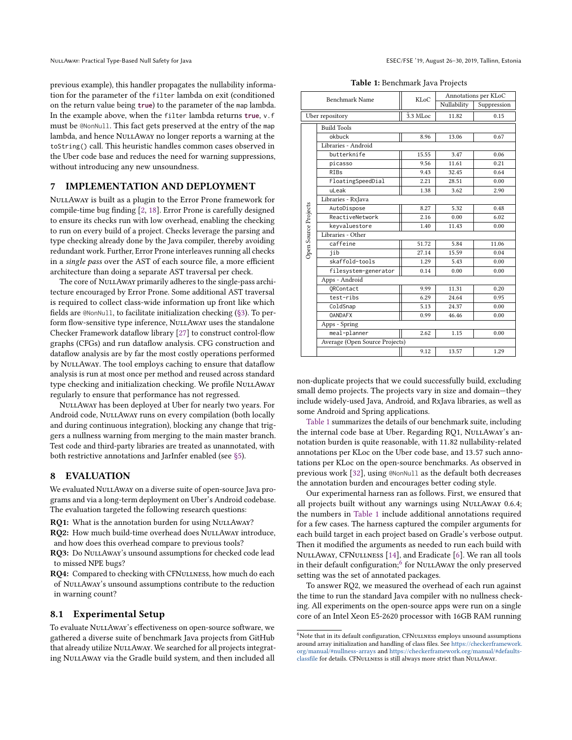previous example), this handler propagates the nullability information for the parameter of the `filter` lambda on exit (conditioned on the return value being **`true`**) to the parameter of the `map` lambda. In the example above, when the `filter` lambda returns **`true`**, `v.f` must be `@NonNull`. This fact gets preserved at the entry of the `map` lambda, and hence NullAway no longer reports a warning at the `toString()` call. This heuristic handles common cases observed in the Uber code base and reduces the need for warning suppressions, without introducing any new unsoundness.

## 7 IMPLEMENTATION AND DEPLOYMENT

NullAway is built as a plugin to the Error Prone framework for compile-time bug finding [2, 18]. Error Prone is carefully designed to ensure its checks run with low overhead, enabling the checking to run on every build of a project. Checks leverage the parsing and type checking already done by the Java compiler, thereby avoiding redundant work. Further, Error Prone interleaves running all checks in a *single pass* over the AST of each source file, a more efficient architecture than doing a separate AST traversal per check.

The core of NullAway primarily adheres to the single-pass architecture encouraged by Error Prone. Some additional AST traversal is required to collect class-wide information up front like which fields are `@NonNull`, to facilitate initialization checking (§3). To perform flow-sensitive type inference, NullAway uses the standalone Checker Framework dataflow library [27] to construct control-flow graphs (CFGs) and run dataflow analysis. CFG construction and dataflow analysis are by far the most costly operations performed by NullAway. The tool employs caching to ensure that dataflow analysis is run at most once per method and reused across standard type checking and initialization checking. We profile NullAway regularly to ensure that performance has not regressed.

NullAway has been deployed at Uber for nearly two years. For Android code, NullAway runs on every compilation (both locally and during continuous integration), blocking any change that triggers a nullness warning from merging to the main master branch. Test code and third-party libraries are treated as unannotated, with both restrictive annotations and JarInfer enabled (see §5).

## 8 EVALUATION

We evaluated NullAway on a diverse suite of open-source Java programs and via a long-term deployment on Uber's Android codebase. The evaluation targeted the following research questions:

**RQ1:** What is the annotation burden for using NullAway?

**RQ2:** How much build-time overhead does NullAway introduce, and how does this overhead compare to previous tools?

**RQ3:** Do NullAway's unsound assumptions for checked code lead to missed NPE bugs?

**RQ4:** Compared to checking with CFNullness, how much do each of NullAway's unsound assumptions contribute to the reduction in warning count?

### 8.1 Experimental Setup

To evaluate NullAway's effectiveness on open-source software, we gathered a diverse suite of benchmark Java projects from GitHub that already utilize NullAway. We searched for all projects integrating NullAway via the Gradle build system, and then included all non-duplicate projects that we could successfully build, excluding small demo projects. The projects vary in size and domain—they include widely-used Java, Android, and RxJava libraries, as well as some Android and Spring applications.

**Table 1:** Benchmark Java Projects

| | Benchmark Name | KLoC | Annotations per KLoC | |
|---|---|---|---|---|
| | | | Nullability | Suppression |
| Uber repository | | 3.3 MLoc | 11.82 | 0.15 |
| Open Source Projects | Build Tools | | | |
| | `okbuck` | 8.96 | 13.06 | 0.67 |
| | Libraries - Android | | | |
| | `butterknife` | 15.55 | 3.47 | 0.06 |
| | `picasso` | 9.56 | 11.61 | 0.21 |
| | `RIBs` | 9.43 | 32.45 | 0.64 |
| | `FloatingSpeedDial` | 2.21 | 28.51 | 0.00 |
| | `uLeak` | 1.38 | 3.62 | 2.90 |
| | Libraries - RxJava | | | |
| | `AutoDispose` | 8.27 | 5.32 | 0.48 |
| | `ReactiveNetwork` | 2.16 | 0.00 | 6.02 |
| | `keyvaluestore` | 1.40 | 11.43 | 0.00 |
| | Libraries - Other | | | |
| | `caffeine` | 51.72 | 5.84 | 11.06 |
| | `jib` | 27.14 | 15.59 | 0.04 |
| | `skaffold-tools` | 1.29 | 5.43 | 0.00 |
| | `filesystem-generator` | 0.14 | 0.00 | 0.00 |
| | Apps - Android | | | |
| | `QRContact` | 9.99 | 11.31 | 0.20 |
| | `test-ribs` | 6.29 | 24.64 | 0.95 |
| | `ColdSnap` | 5.13 | 24.37 | 0.00 |
| | `OANDAFX` | 0.99 | 46.46 | 0.00 |
| | Apps - Spring | | | |
| | `meal-planner` | 2.62 | 1.15 | 0.00 |
| | Average (Open Source Projects) | | | |
| | | 9.12 | 13.57 | 1.29 |

Table 1 summarizes the details of our benchmark suite, including the internal code base at Uber. Regarding RQ1, NullAway's annotation burden is quite reasonable, with 11.82 nullability-related annotations per KLoc on the Uber code base, and 13.57 such annotations per KLoc on the open-source benchmarks. As observed in previous work [32], using `@NonNull` as the default both decreases the annotation burden and encourages better coding style.

Our experimental harness ran as follows. First, we ensured that all projects built without any warnings using NullAway 0.6.4; the numbers in Table 1 include additional annotations required for a few cases. The harness captured the compiler arguments for each build target in each project based on Gradle's verbose output. Then it modified the arguments as needed to run each build with NullAway, CFNullness [14], and Eradicate [6]. We ran all tools in their default configuration;[6] for NullAway the only preserved setting was the set of annotated packages.

To answer RQ2, we measured the overhead of each run against the time to run the standard Java compiler with no nullness checking. All experiments on the open-source apps were run on a single core of an Intel Xeon E5-2620 processor with 16GB RAM running

[6] Note that in its default configuration, CFNullness employs unsound assumptions around array initialization and handling of class files. See https://checkerframework.org/manual/#nullness-arrays and https://checkerframework.org/manual/#defaults-classfile for details. CFNullness is still always more strict than NullAway.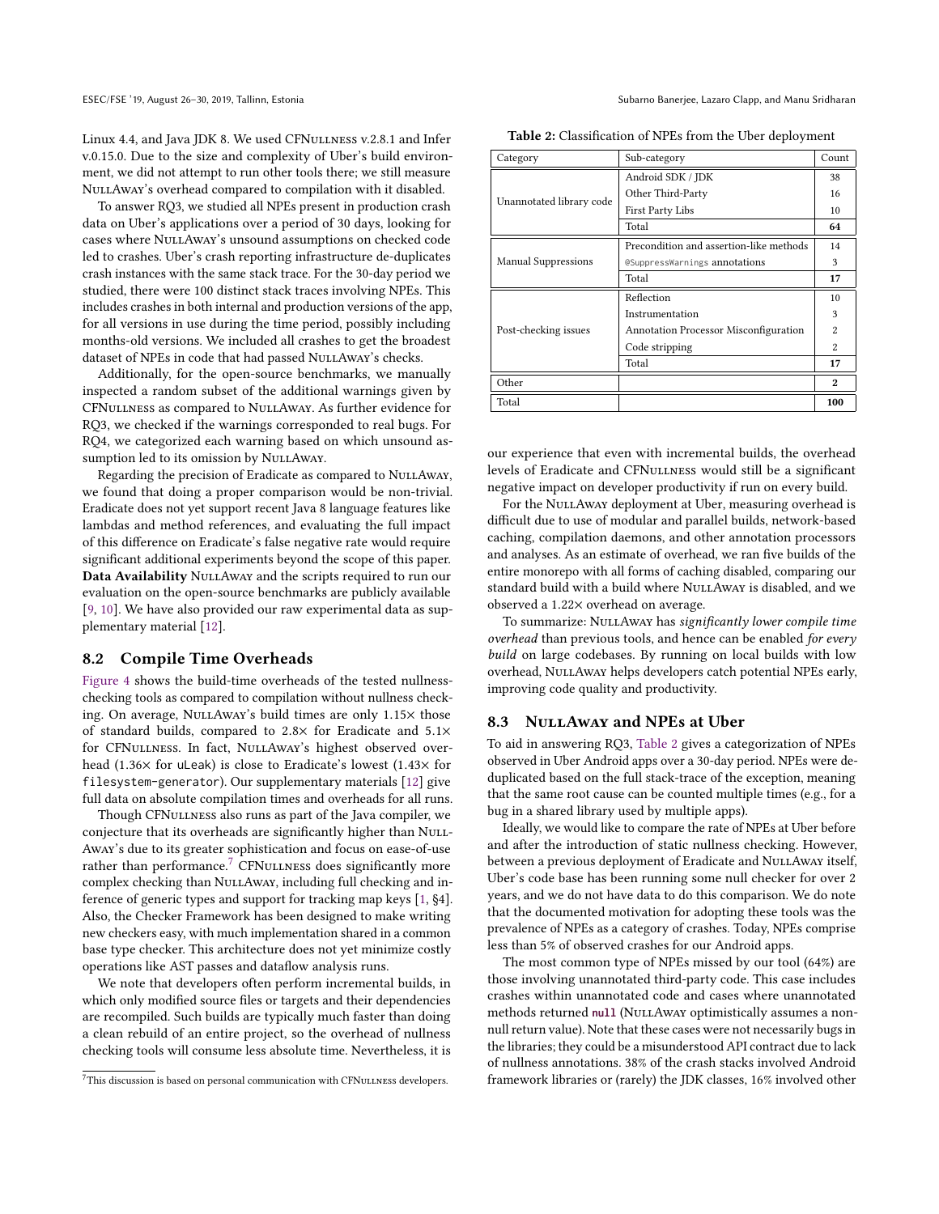Linux 4.4, and Java JDK 8. We used CFNullness v.2.8.1 and Infer v.0.15.0. Due to the size and complexity of Uber's build environment, we did not attempt to run other tools there; we still measure NullAway's overhead compared to compilation with it disabled.

To answer RQ3, we studied all NPEs present in production crash data on Uber's applications over a period of 30 days, looking for cases where NullAway's unsound assumptions on checked code led to crashes. Uber's crash reporting infrastructure de-duplicates crash instances with the same stack trace. For the 30-day period we studied, there were 100 distinct stack traces involving NPEs. This includes crashes in both internal and production versions of the app, for all versions in use during the time period, possibly including months-old versions. We included all crashes to get the broadest dataset of NPEs in code that had passed NullAway's checks.

Additionally, for the open-source benchmarks, we manually inspected a random subset of the additional warnings given by CFNullness as compared to NullAway. As further evidence for RQ3, we checked if the warnings corresponded to real bugs. For RQ4, we categorized each warning based on which unsound assumption led to its omission by NullAway.

Regarding the precision of Eradicate as compared to NullAway, we found that doing a proper comparison would be non-trivial. Eradicate does not yet support recent Java 8 language features like lambdas and method references, and evaluating the full impact of this difference on Eradicate's false negative rate would require significant additional experiments beyond the scope of this paper.

**Data Availability** NullAway and the scripts required to run our evaluation on the open-source benchmarks are publicly available [9, 10]. We have also provided our raw experimental data as supplementary material [12].

## 8.2 Compile Time Overheads

Figure 4 shows the build-time overheads of the tested nullness-checking tools as compared to compilation without nullness checking. On average, NullAway's build times are only 1.15× those of standard builds, compared to 2.8× for Eradicate and 5.1× for CFNullness. In fact, NullAway's highest observed overhead (1.36× for uLeak) is close to Eradicate's lowest (1.43× for `filesystem-generator`). Our supplementary materials [12] give full data on absolute compilation times and overheads for all runs.

Though CFNullness also runs as part of the Java compiler, we conjecture that its overheads are significantly higher than NullAway's due to its greater sophistication and focus on ease-of-use rather than performance.[7] CFNullness does significantly more complex checking than NullAway, including full checking and inference of generic types and support for tracking map keys [1, §4]. Also, the Checker Framework has been designed to make writing new checkers easy, with much implementation shared in a common base type checker. This architecture does not yet minimize costly operations like AST passes and dataflow analysis runs.

We note that developers often perform incremental builds, in which only modified source files or targets and their dependencies are recompiled. Such builds are typically much faster than doing a clean rebuild of an entire project, so the overhead of nullness checking tools will consume less absolute time. Nevertheless, it is our experience that even with incremental builds, the overhead levels of Eradicate and CFNullness would still be a significant negative impact on developer productivity if run on every build.

[7] This discussion is based on personal communication with CFNullness developers.

**Table 2:** Classification of NPEs from the Uber deployment

| Category | Sub-category | Count |
|---|---|---|
| Unannotated library code | Android SDK / JDK | 38 |
| | Other Third-Party | 16 |
| | First Party Libs | 10 |
| | Total | **64** |
| Manual Suppressions | Precondition and assertion-like methods | 14 |
| | `@SuppressWarnings` annotations | 3 |
| | Total | **17** |
| Post-checking issues | Reflection | 10 |
| | Instrumentation | 3 |
| | Annotation Processor Misconfiguration | 2 |
| | Code stripping | 2 |
| | Total | **17** |
| Other | | **2** |
| Total | | **100** |

For the NullAway deployment at Uber, measuring overhead is difficult due to use of modular and parallel builds, network-based caching, compilation daemons, and other annotation processors and analyses. As an estimate of overhead, we ran five builds of the entire monorepo with all forms of caching disabled, comparing our standard build with a build where NullAway is disabled, and we observed a 1.22× overhead on average.

To summarize: NullAway has *significantly lower compile time overhead* than previous tools, and hence can be enabled *for every build* on large codebases. By running on local builds with low overhead, NullAway helps developers catch potential NPEs early, improving code quality and productivity.

## 8.3 NullAway and NPEs at Uber

To aid in answering RQ3, Table 2 gives a categorization of NPEs observed in Uber Android apps over a 30-day period. NPEs were de-duplicated based on the full stack-trace of the exception, meaning that the same root cause can be counted multiple times (e.g., for a bug in a shared library used by multiple apps).

Ideally, we would like to compare the rate of NPEs at Uber before and after the introduction of static nullness checking. However, between a previous deployment of Eradicate and NullAway itself, Uber's code base has been running some null checker for over 2 years, and we do not have data to do this comparison. We do note that the documented motivation for adopting these tools was the prevalence of NPEs as a category of crashes. Today, NPEs comprise less than 5% of observed crashes for our Android apps.

The most common type of NPEs missed by our tool (64%) are those involving unannotated third-party code. This case includes crashes within unannotated code and cases where unannotated methods returned **null** (NullAway optimistically assumes a non-null return value). Note that these cases were not necessarily bugs in the libraries; they could be a misunderstood API contract due to lack of nullness annotations. 38% of the crash stacks involved Android framework libraries or (rarely) the JDK classes, 16% involved other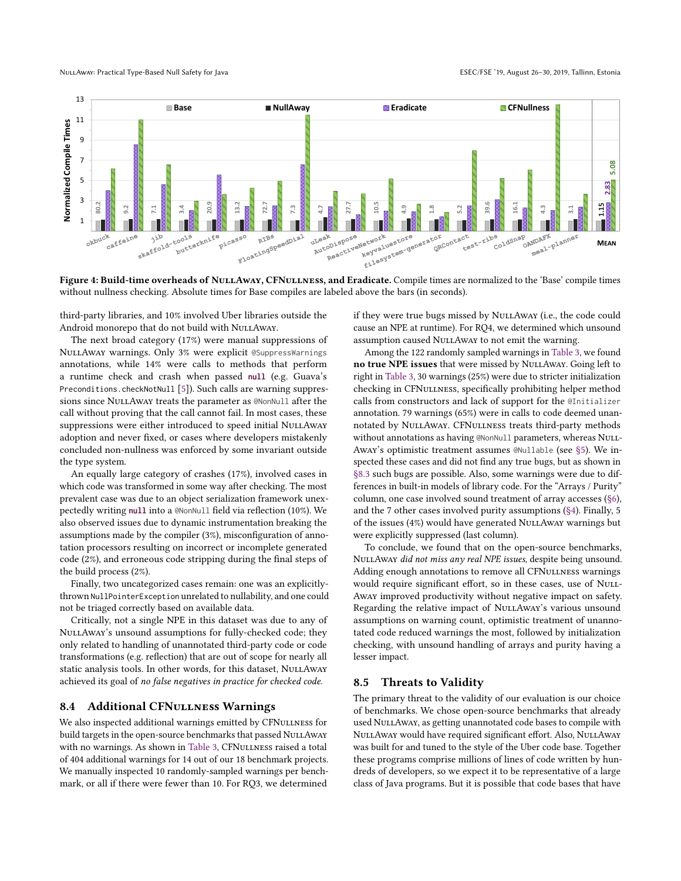**Figure 4: Build-time overheads of NullAway, CFNullness, and Eradicate.** Compile times are normalized to the 'Base' compile times without nullness checking. Absolute times for Base compiles are labeled above the bars (in seconds).

third-party libraries, and 10% involved Uber libraries outside the Android monorepo that do not build with NullAway.

The next broad category (17%) were manual suppressions of NullAway warnings. Only 3% were explicit `@SuppressWarnings` annotations, while 14% were calls to methods that perform a runtime check and crash when passed **`null`** (e.g. Guava's `Preconditions.checkNotNull` [5]). Such calls are warning suppressions since NullAway treats the parameter as `@NonNull` after the call without proving that the call cannot fail. In most cases, these suppressions were either introduced to speed initial NullAway adoption and never fixed, or cases where developers mistakenly concluded non-nullness was enforced by some invariant outside the type system.

An equally large category of crashes (17%), involved cases in which code was transformed in some way after checking. The most prevalent case was due to an object serialization framework unexpectedly writing **`null`** into a `@NonNull` field via reflection (10%). We also observed issues due to dynamic instrumentation breaking the assumptions made by the compiler (3%), misconfiguration of annotation processors resulting on incorrect or incomplete generated code (2%), and erroneous code stripping during the final steps of the build process (2%).

Finally, two uncategorized cases remain: one was an explicitly-thrown `NullPointerException` unrelated to nullability, and one could not be triaged correctly based on available data.

Critically, not a single NPE in this dataset was due to any of NullAway's unsound assumptions for fully-checked code; they only related to handling of unannotated third-party code or code transformations (e.g. reflection) that are out of scope for nearly all static analysis tools. In other words, for this dataset, NullAway achieved its goal of *no false negatives in practice for checked code.*

## 8.4 Additional CFNullness Warnings

We also inspected additional warnings emitted by CFNullness for build targets in the open-source benchmarks that passed NullAway with no warnings. As shown in Table 3, CFNullness raised a total of 404 additional warnings for 14 out of our 18 benchmark projects. We manually inspected 10 randomly-sampled warnings per benchmark, or all if there were fewer than 10. For RQ3, we determined if they were true bugs missed by NullAway (i.e., the code could cause an NPE at runtime). For RQ4, we determined which unsound assumption caused NullAway to not emit the warning.

Among the 122 randomly sampled warnings in Table 3, we found **no true NPE issues** that were missed by NullAway. Going left to right in Table 3, 30 warnings (25%) were due to stricter initialization checking in CFNullness, specifically prohibiting helper method calls from constructors and lack of support for the `@Initializer` annotation. 79 warnings (65%) were in calls to code deemed unannotated by NullAway. CFNullness treats third-party methods without annotations as having `@NonNull` parameters, whereas NullAway's optimistic treatment assumes `@Nullable` (see §5). We inspected these cases and did not find any true bugs, but as shown in §8.3 such bugs are possible. Also, some warnings were due to differences in built-in models of library code. For the "Arrays / Purity" column, one case involved sound treatment of array accesses (§6), and the 7 other cases involved purity assumptions (§4). Finally, 5 of the issues (4%) would have generated NullAway warnings but were explicitly suppressed (last column).

To conclude, we found that on the open-source benchmarks, NullAway *did not miss any real NPE issues*, despite being unsound. Adding enough annotations to remove all CFNullness warnings would require significant effort, so in these cases, use of NullAway improved productivity without negative impact on safety. Regarding the relative impact of NullAway's various unsound assumptions on warning count, optimistic treatment of unannotated code reduced warnings the most, followed by initialization checking, with unsound handling of arrays and purity having a lesser impact.

## 8.5 Threats to Validity

The primary threat to the validity of our evaluation is our choice of benchmarks. We chose open-source benchmarks that already used NullAway, as getting unannotated code bases to compile with NullAway would have required significant effort. Also, NullAway was built for and tuned to the style of the Uber code base. Together these programs comprise millions of lines of code written by hundreds of developers, so we expect it to be representative of a large class of Java programs. But it is possible that code bases that have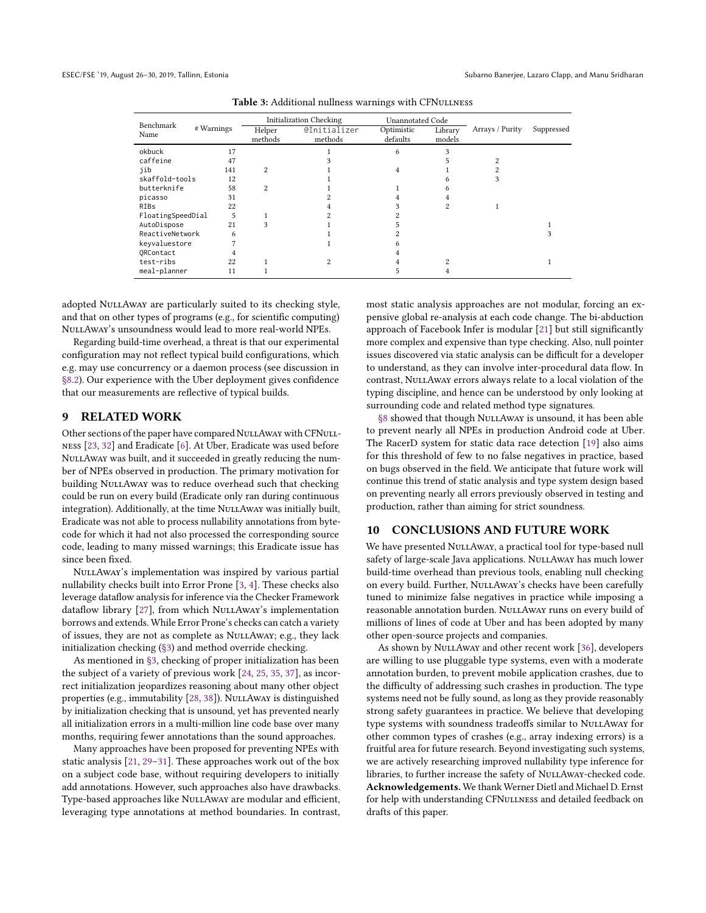**Table 3:** Additional nullness warnings with CFNullness

| Benchmark Name | # Warnings | Initialization Checking | | Unannotated Code | | Arrays / Purity | Suppressed |
|---|---|---|---|---|---|---|---|
| | | Helper methods | @Initializer methods | Optimistic defaults | Library models | | |
| okbuck | 17 | | 1 | 6 | 3 | | |
| caffeine | 47 | | 3 | | 5 | 2 | |
| jib | 141 | 2 | 1 | 4 | 1 | 2 | |
| skaffold-tools | 12 | | 1 | | 6 | 3 | |
| butterknife | 58 | 2 | 1 | 1 | 6 | | |
| picasso | 31 | | 2 | 4 | 4 | | |
| RIBs | 22 | | 4 | 3 | 2 | 1 | |
| FloatingSpeedDial | 5 | 1 | 2 | 2 | | | |
| AutoDispose | 21 | 3 | 1 | 5 | | | 1 |
| ReactiveNetwork | 6 | | 1 | 2 | | | 3 |
| keyvaluestore | 7 | | 1 | 6 | | | |
| QRContact | 4 | | | 4 | | | |
| test-ribs | 22 | 1 | 2 | 4 | 2 | | 1 |
| meal-planner | 11 | 1 | | 5 | 4 | | |

adopted NullAway are particularly suited to its checking style, and that on other types of programs (e.g., for scientific computing) NullAway's unsoundness would lead to more real-world NPEs.

Regarding build-time overhead, a threat is that our experimental configuration may not reflect typical build configurations, which e.g. may use concurrency or a daemon process (see discussion in §8.2). Our experience with the Uber deployment gives confidence that our measurements are reflective of typical builds.

## 9 RELATED WORK

Other sections of the paper have compared NullAway with CFNullness [23, 32] and Eradicate [6]. At Uber, Eradicate was used before NullAway was built, and it succeeded in greatly reducing the number of NPEs observed in production. The primary motivation for building NullAway was to reduce overhead such that checking could be run on every build (Eradicate only ran during continuous integration). Additionally, at the time NullAway was initially built, Eradicate was not able to process nullability annotations from bytecode for which it had not also processed the corresponding source code, leading to many missed warnings; this Eradicate issue has since been fixed.

NullAway's implementation was inspired by various partial nullability checks built into Error Prone [3, 4]. These checks also leverage dataflow analysis for inference via the Checker Framework dataflow library [27], from which NullAway's implementation borrows and extends. While Error Prone's checks can catch a variety of issues, they are not as complete as NullAway; e.g., they lack initialization checking (§3) and method override checking.

As mentioned in §3, checking of proper initialization has been the subject of a variety of previous work [24, 25, 35, 37], as incorrect initialization jeopardizes reasoning about many other object properties (e.g., immutability [28, 38]). NullAway is distinguished by initialization checking that is unsound, yet has prevented nearly all initialization errors in a multi-million line code base over many months, requiring fewer annotations than the sound approaches.

Many approaches have been proposed for preventing NPEs with static analysis [21, 29–31]. These approaches work out of the box on a subject code base, without requiring developers to initially add annotations. However, such approaches also have drawbacks. Type-based approaches like NullAway are modular and efficient, leveraging type annotations at method boundaries. In contrast, most static analysis approaches are not modular, forcing an expensive global re-analysis at each code change. The bi-abduction approach of Facebook Infer is modular [21] but still significantly more complex and expensive than type checking. Also, null pointer issues discovered via static analysis can be difficult for a developer to understand, as they can involve inter-procedural data flow. In contrast, NullAway errors always relate to a local violation of the typing discipline, and hence can be understood by only looking at surrounding code and related method type signatures.

§8 showed that though NullAway is unsound, it has been able to prevent nearly all NPEs in production Android code at Uber. The RacerD system for static data race detection [19] also aims for this threshold of few to no false negatives in practice, based on bugs observed in the field. We anticipate that future work will continue this trend of static analysis and type system design based on preventing nearly all errors previously observed in testing and production, rather than aiming for strict soundness.

## 10 CONCLUSIONS AND FUTURE WORK

We have presented NullAway, a practical tool for type-based null safety of large-scale Java applications. NullAway has much lower build-time overhead than previous tools, enabling null checking on every build. Further, NullAway's checks have been carefully tuned to minimize false negatives in practice while imposing a reasonable annotation burden. NullAway runs on every build of millions of lines of code at Uber and has been adopted by many other open-source projects and companies.

As shown by NullAway and other recent work [36], developers are willing to use pluggable type systems, even with a moderate annotation burden, to prevent mobile application crashes, due to the difficulty of addressing such crashes in production. The type systems need not be fully sound, as long as they provide reasonably strong safety guarantees in practice. We believe that developing type systems with soundness tradeoffs similar to NullAway for other common types of crashes (e.g., array indexing errors) is a fruitful area for future research. Beyond investigating such systems, we are actively researching improved nullability type inference for libraries, to further increase the safety of NullAway-checked code.

**Acknowledgements.** We thank Werner Dietl and Michael D. Ernst for help with understanding CFNullness and detailed feedback on drafts of this paper.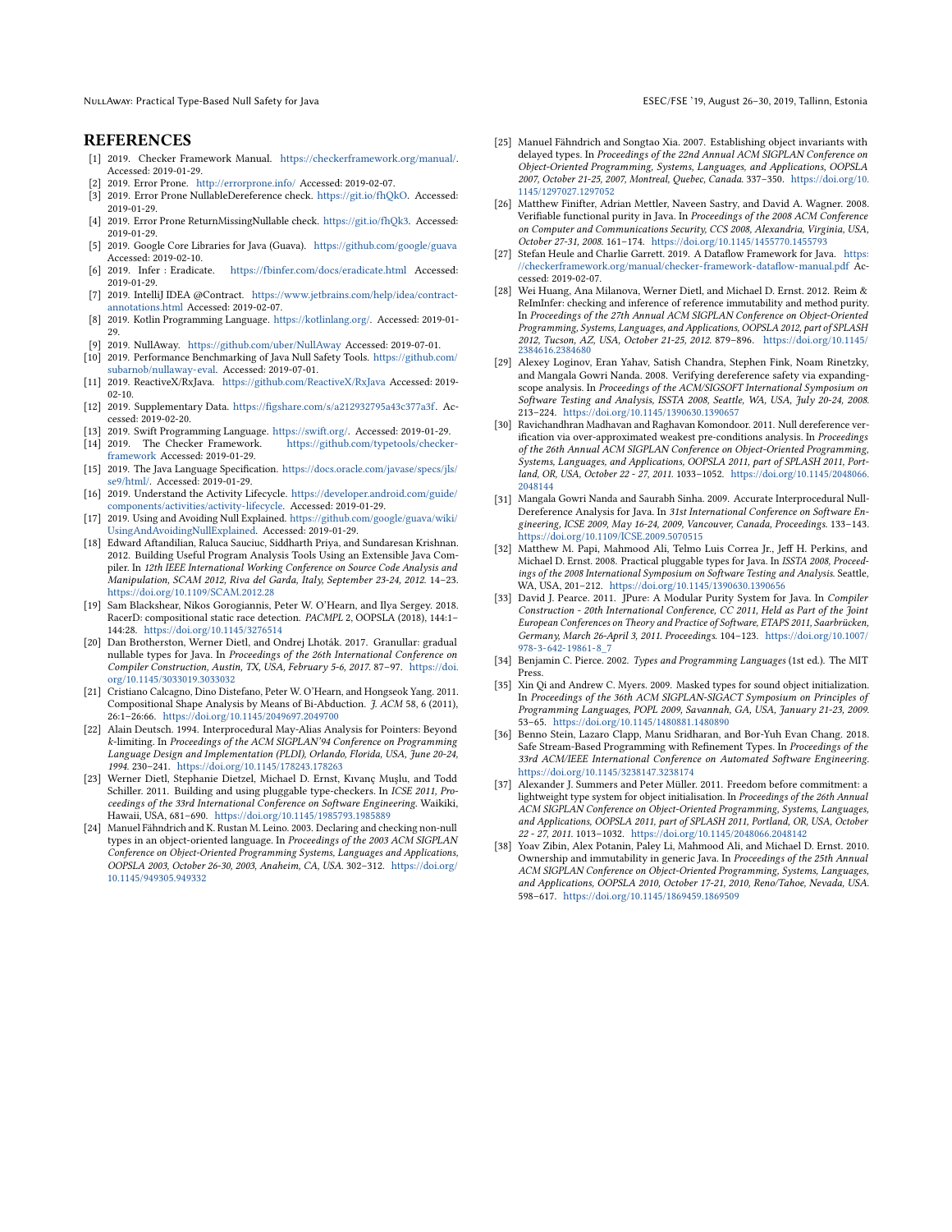# REFERENCES

[1] 2019. Checker Framework Manual. https://checkerframework.org/manual/. Accessed: 2019-01-29.

[2] 2019. Error Prone. http://errorprone.info/ Accessed: 2019-02-07.

[3] 2019. Error Prone NullableDereference check. https://git.io/fhQkO. Accessed: 2019-01-29.

[4] 2019. Error Prone ReturnMissingNullable check. https://git.io/fhQk3. Accessed: 2019-01-29.

[5] 2019. Google Core Libraries for Java (Guava). https://github.com/google/guava Accessed: 2019-02-10.

[6] 2019. Infer : Eradicate. https://fbinfer.com/docs/eradicate.html Accessed: 2019-01-29.

[7] 2019. IntelliJ IDEA @Contract. https://www.jetbrains.com/help/idea/contract-annotations.html Accessed: 2019-02-07.

[8] 2019. Kotlin Programming Language. https://kotlinlang.org/. Accessed: 2019-01-29.

[9] 2019. NullAway. https://github.com/uber/NullAway Accessed: 2019-07-01.

[10] 2019. Performance Benchmarking of Java Null Safety Tools. https://github.com/subarnob/nullaway-eval. Accessed: 2019-07-01.

[11] 2019. ReactiveX/RxJava. https://github.com/ReactiveX/RxJava Accessed: 2019-02-10.

[12] 2019. Supplementary Data. https://figshare.com/s/a212932795a43c377a3f. Accessed: 2019-02-20.

[13] 2019. Swift Programming Language. https://swift.org/. Accessed: 2019-01-29.

[14] 2019. The Checker Framework. https://github.com/typetools/checker-framework Accessed: 2019-01-29.

[15] 2019. The Java Language Specification. https://docs.oracle.com/javase/specs/jls/se9/html/. Accessed: 2019-01-29.

[16] 2019. Understand the Activity Lifecycle. https://developer.android.com/guide/components/activities/activity-lifecycle. Accessed: 2019-01-29.

[17] 2019. Using and Avoiding Null Explained. https://github.com/google/guava/wiki/UsingAndAvoidingNullExplained. Accessed: 2019-01-29.

[18] Edward Aftandilian, Raluca Sauciuc, Siddharth Priya, and Sundaresan Krishnan. 2012. Building Useful Program Analysis Tools Using an Extensible Java Compiler. In *12th IEEE International Working Conference on Source Code Analysis and Manipulation, SCAM 2012, Riva del Garda, Italy, September 23-24, 2012.* 14–23. https://doi.org/10.1109/SCAM.2012.28

[19] Sam Blackshear, Nikos Gorogiannis, Peter W. O'Hearn, and Ilya Sergey. 2018. RacerD: compositional static race detection. *PACMPL* 2, OOPSLA (2018), 144:1–144:28. https://doi.org/10.1145/3276514

[20] Dan Brotherston, Werner Dietl, and Ondrej Lhoták. 2017. Granullar: gradual nullable types for Java. In *Proceedings of the 26th International Conference on Compiler Construction, Austin, TX, USA, February 5-6, 2017.* 87–97. https://doi.org/10.1145/3033019.3033032

[21] Cristiano Calcagno, Dino Distefano, Peter W. O'Hearn, and Hongseok Yang. 2011. Compositional Shape Analysis by Means of Bi-Abduction. *J. ACM* 58, 6 (2011), 26:1–26:66. https://doi.org/10.1145/2049697.2049700

[22] Alain Deutsch. 1994. Interprocedural May-Alias Analysis for Pointers: Beyond k-limiting. In *Proceedings of the ACM SIGPLAN'94 Conference on Programming Language Design and Implementation (PLDI), Orlando, Florida, USA, June 20-24, 1994.* 230–241. https://doi.org/10.1145/178243.178263

[23] Werner Dietl, Stephanie Dietzel, Michael D. Ernst, Kıvanç Muşlu, and Todd Schiller. 2011. Building and using pluggable type-checkers. In *ICSE 2011, Proceedings of the 33rd International Conference on Software Engineering.* Waikiki, Hawaii, USA, 681–690. https://doi.org/10.1145/1985793.1985889

[24] Manuel Fähndrich and K. Rustan M. Leino. 2003. Declaring and checking non-null types in an object-oriented language. In *Proceedings of the 2003 ACM SIGPLAN Conference on Object-Oriented Programming Systems, Languages and Applications, OOPSLA 2003, October 26-30, 2003, Anaheim, CA, USA.* 302–312. https://doi.org/10.1145/949305.949332

[25] Manuel Fähndrich and Songtao Xia. 2007. Establishing object invariants with delayed types. In *Proceedings of the 22nd Annual ACM SIGPLAN Conference on Object-Oriented Programming, Systems, Languages, and Applications, OOPSLA 2007, October 21-25, 2007, Montreal, Quebec, Canada.* 337–350. https://doi.org/10.1145/1297027.1297052

[26] Matthew Finifter, Adrian Mettler, Naveen Sastry, and David A. Wagner. 2008. Verifiable functional purity in Java. In *Proceedings of the 2008 ACM Conference on Computer and Communications Security, CCS 2008, Alexandria, Virginia, USA, October 27-31, 2008.* 161–174. https://doi.org/10.1145/1455770.1455793

[27] Stefan Heule and Charlie Garrett. 2019. A Dataflow Framework for Java. https://checkerframework.org/manual/checker-framework-dataflow-manual.pdf Accessed: 2019-02-07.

[28] Wei Huang, Ana Milanova, Werner Dietl, and Michael D. Ernst. 2012. Reim & ReImInfer: checking and inference of reference immutability and method purity. In *Proceedings of the 27th Annual ACM SIGPLAN Conference on Object-Oriented Programming, Systems, Languages, and Applications, OOPSLA 2012, part of SPLASH 2012, Tucson, AZ, USA, October 21-25, 2012.* 879–896. https://doi.org/10.1145/2384616.2384680

[29] Alexey Loginov, Eran Yahav, Satish Chandra, Stephen Fink, Noam Rinetzky, and Mangala Gowri Nanda. 2008. Verifying dereference safety via expanding-scope analysis. In *Proceedings of the ACM/SIGSOFT International Symposium on Software Testing and Analysis, ISSTA 2008, Seattle, WA, USA, July 20-24, 2008.* 213–224. https://doi.org/10.1145/1390630.1390657

[30] Ravichandhran Madhavan and Raghavan Komondoor. 2011. Null dereference verification via over-approximated weakest pre-conditions analysis. In *Proceedings of the 26th Annual ACM SIGPLAN Conference on Object-Oriented Programming, Systems, Languages, and Applications, OOPSLA 2011, part of SPLASH 2011, Portland, OR, USA, October 22 - 27, 2011.* 1033–1052. https://doi.org/10.1145/2048066.2048144

[31] Mangala Gowri Nanda and Saurabh Sinha. 2009. Accurate Interprocedural Null-Dereference Analysis for Java. In *31st International Conference on Software Engineering, ICSE 2009, May 16-24, 2009, Vancouver, Canada, Proceedings.* 133–143. https://doi.org/10.1109/ICSE.2009.5070515

[32] Matthew M. Papi, Mahmood Ali, Telmo Luis Correa Jr., Jeff H. Perkins, and Michael D. Ernst. 2008. Practical pluggable types for Java. In *ISSTA 2008, Proceedings of the 2008 International Symposium on Software Testing and Analysis.* Seattle, WA, USA, 201–212. https://doi.org/10.1145/1390630.1390656

[33] David J. Pearce. 2011. JPure: A Modular Purity System for Java. In *Compiler Construction - 20th International Conference, CC 2011, Held as Part of the Joint European Conferences on Theory and Practice of Software, ETAPS 2011, Saarbrücken, Germany, March 26-April 3, 2011. Proceedings.* 104–123. https://doi.org/10.1007/978-3-642-19861-8_7

[34] Benjamin C. Pierce. 2002. *Types and Programming Languages* (1st ed.). The MIT Press.

[35] Xin Qi and Andrew C. Myers. 2009. Masked types for sound object initialization. In *Proceedings of the 36th ACM SIGPLAN-SIGACT Symposium on Principles of Programming Languages, POPL 2009, Savannah, GA, USA, January 21-23, 2009.* 53–65. https://doi.org/10.1145/1480881.1480890

[36] Benno Stein, Lazaro Clapp, Manu Sridharan, and Bor-Yuh Evan Chang. 2018. Safe Stream-Based Programming with Refinement Types. In *Proceedings of the 33rd ACM/IEEE International Conference on Automated Software Engineering.* https://doi.org/10.1145/3238147.3238174

[37] Alexander J. Summers and Peter Müller. 2011. Freedom before commitment: a lightweight type system for object initialisation. In *Proceedings of the 26th Annual ACM SIGPLAN Conference on Object-Oriented Programming, Systems, Languages, and Applications, OOPSLA 2011, part of SPLASH 2011, Portland, OR, USA, October 22 - 27, 2011.* 1013–1032. https://doi.org/10.1145/2048066.2048142

[38] Yoav Zibin, Alex Potanin, Paley Li, Mahmood Ali, and Michael D. Ernst. 2010. Ownership and immutability in generic Java. In *Proceedings of the 25th Annual ACM SIGPLAN Conference on Object-Oriented Programming, Systems, Languages, and Applications, OOPSLA 2010, October 17-21, 2010, Reno/Tahoe, Nevada, USA.* 598–617. https://doi.org/10.1145/1869459.1869509